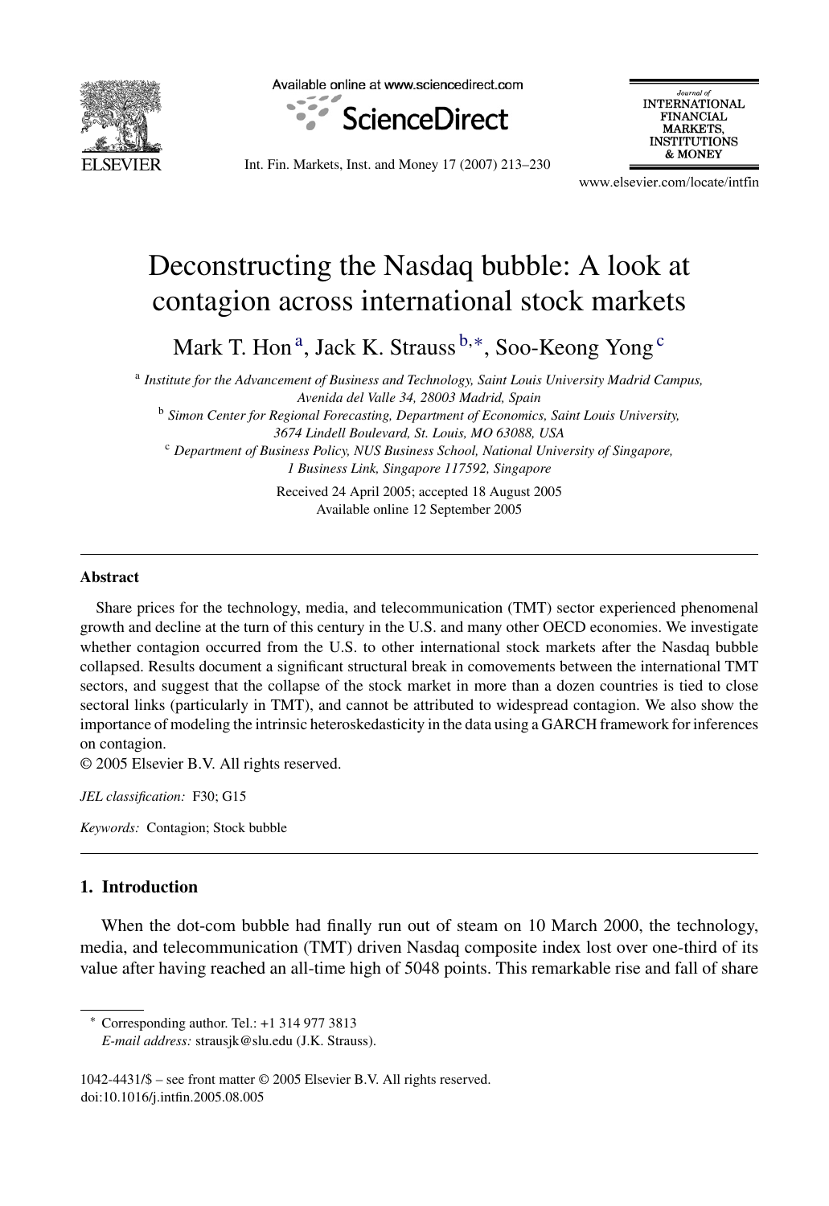# Deconstructing the Nasdaq bubble: A look at contagion across international stock markets

Mark T. Hon [a], Jack K. Strauss [b,*], Soo-Keong Yong [c]

[a] *Institute for the Advancement of Business and Technology, Saint Louis University Madrid Campus, Avenida del Valle 34, 28003 Madrid, Spain*

[b] *Simon Center for Regional Forecasting, Department of Economics, Saint Louis University, 3674 Lindell Boulevard, St. Louis, MO 63088, USA*

[c] *Department of Business Policy, NUS Business School, National University of Singapore, 1 Business Link, Singapore 117592, Singapore*

Received 24 April 2005; accepted 18 August 2005
Available online 12 September 2005

## Abstract

Share prices for the technology, media, and telecommunication (TMT) sector experienced phenomenal growth and decline at the turn of this century in the U.S. and many other OECD economies. We investigate whether contagion occurred from the U.S. to other international stock markets after the Nasdaq bubble collapsed. Results document a significant structural break in comovements between the international TMT sectors, and suggest that the collapse of the stock market in more than a dozen countries is tied to close sectoral links (particularly in TMT), and cannot be attributed to widespread contagion. We also show the importance of modeling the intrinsic heteroskedasticity in the data using a GARCH framework for inferences on contagion.

© 2005 Elsevier B.V. All rights reserved.

*JEL classification:* F30; G15

*Keywords:* Contagion; Stock bubble

## 1. Introduction

When the dot-com bubble had finally run out of steam on 10 March 2000, the technology, media, and telecommunication (TMT) driven Nasdaq composite index lost over one-third of its value after having reached an all-time high of 5048 points. This remarkable rise and fall of share

---

* Corresponding author. Tel.: +1 314 977 3813
*E-mail address:* strausjk@slu.edu (J.K. Strauss).

1042-4431/$ – see front matter © 2005 Elsevier B.V. All rights reserved.
doi:10.1016/j.intfin.2005.08.005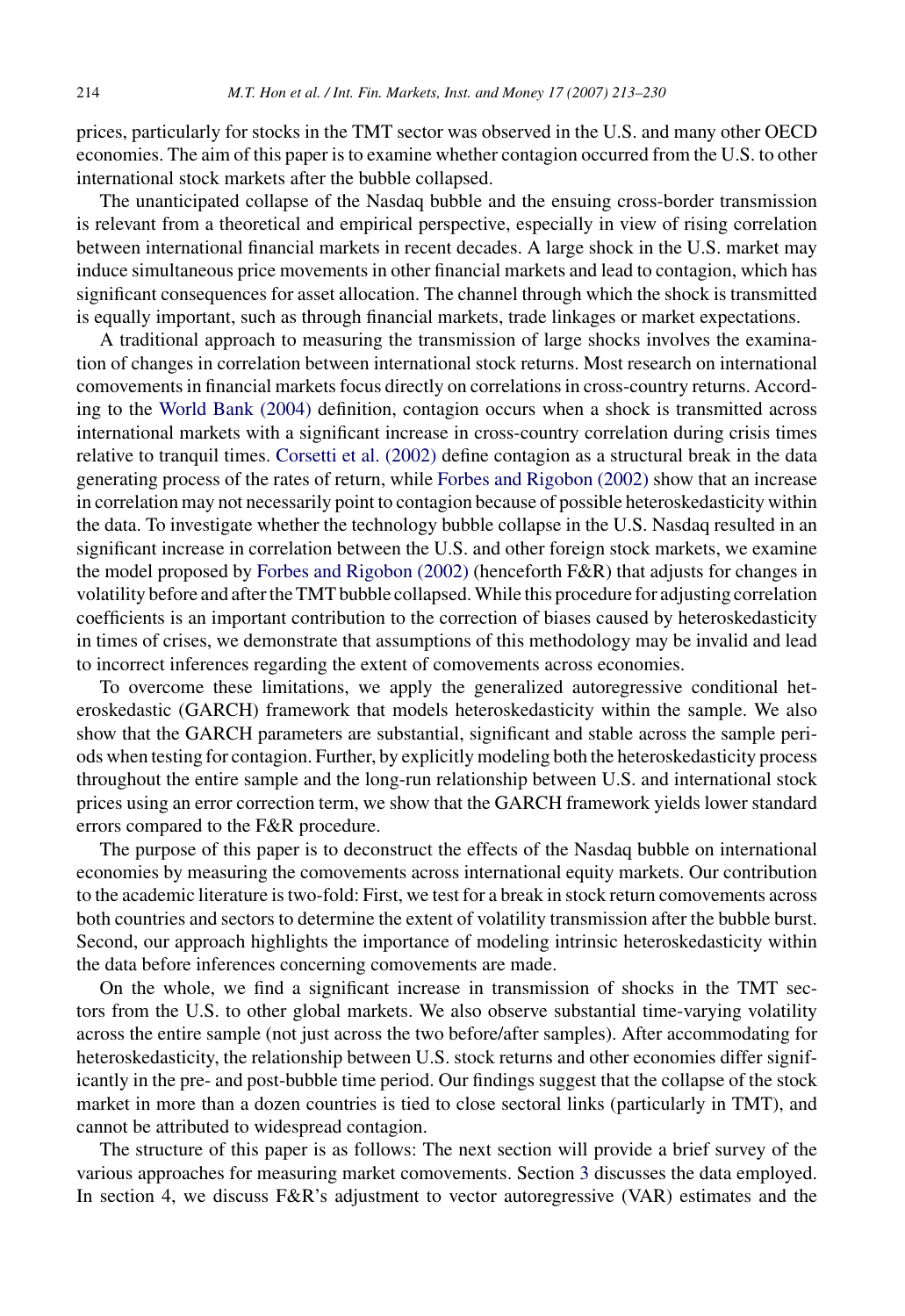prices, particularly for stocks in the TMT sector was observed in the U.S. and many other OECD economies. The aim of this paper is to examine whether contagion occurred from the U.S. to other international stock markets after the bubble collapsed.

The unanticipated collapse of the Nasdaq bubble and the ensuing cross-border transmission is relevant from a theoretical and empirical perspective, especially in view of rising correlation between international financial markets in recent decades. A large shock in the U.S. market may induce simultaneous price movements in other financial markets and lead to contagion, which has significant consequences for asset allocation. The channel through which the shock is transmitted is equally important, such as through financial markets, trade linkages or market expectations.

A traditional approach to measuring the transmission of large shocks involves the examination of changes in correlation between international stock returns. Most research on international comovements in financial markets focus directly on correlations in cross-country returns. According to the World Bank (2004) definition, contagion occurs when a shock is transmitted across international markets with a significant increase in cross-country correlation during crisis times relative to tranquil times. Corsetti et al. (2002) define contagion as a structural break in the data generating process of the rates of return, while Forbes and Rigobon (2002) show that an increase in correlation may not necessarily point to contagion because of possible heteroskedasticity within the data. To investigate whether the technology bubble collapse in the U.S. Nasdaq resulted in an significant increase in correlation between the U.S. and other foreign stock markets, we examine the model proposed by Forbes and Rigobon (2002) (henceforth F&R) that adjusts for changes in volatility before and after the TMT bubble collapsed. While this procedure for adjusting correlation coefficients is an important contribution to the correction of biases caused by heteroskedasticity in times of crises, we demonstrate that assumptions of this methodology may be invalid and lead to incorrect inferences regarding the extent of comovements across economies.

To overcome these limitations, we apply the generalized autoregressive conditional heteroskedastic (GARCH) framework that models heteroskedasticity within the sample. We also show that the GARCH parameters are substantial, significant and stable across the sample periods when testing for contagion. Further, by explicitly modeling both the heteroskedasticity process throughout the entire sample and the long-run relationship between U.S. and international stock prices using an error correction term, we show that the GARCH framework yields lower standard errors compared to the F&R procedure.

The purpose of this paper is to deconstruct the effects of the Nasdaq bubble on international economies by measuring the comovements across international equity markets. Our contribution to the academic literature is two-fold: First, we test for a break in stock return comovements across both countries and sectors to determine the extent of volatility transmission after the bubble burst. Second, our approach highlights the importance of modeling intrinsic heteroskedasticity within the data before inferences concerning comovements are made.

On the whole, we find a significant increase in transmission of shocks in the TMT sectors from the U.S. to other global markets. We also observe substantial time-varying volatility across the entire sample (not just across the two before/after samples). After accommodating for heteroskedasticity, the relationship between U.S. stock returns and other economies differ significantly in the pre- and post-bubble time period. Our findings suggest that the collapse of the stock market in more than a dozen countries is tied to close sectoral links (particularly in TMT), and cannot be attributed to widespread contagion.

The structure of this paper is as follows: The next section will provide a brief survey of the various approaches for measuring market comovements. Section 3 discusses the data employed. In section 4, we discuss F&R's adjustment to vector autoregressive (VAR) estimates and the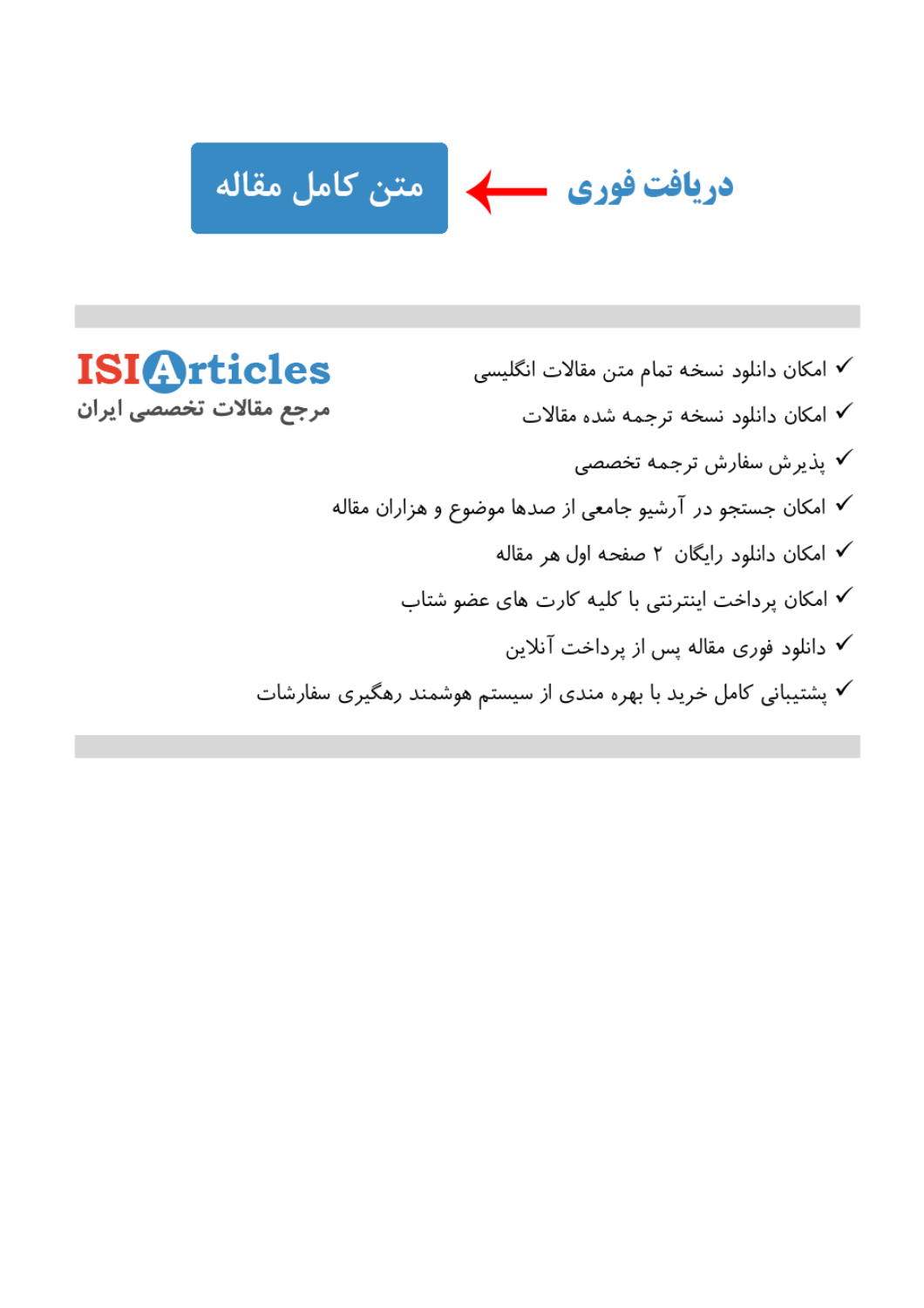دریافت فوری ← متن کامل مقاله

**ISIArticles**
مرجع مقالات تخصصی ایران

- ✓ امکان دانلود نسخه تمام متن مقالات انگلیسی
- ✓ امکان دانلود نسخه ترجمه شده مقالات
- ✓ پذیرش سفارش ترجمه تخصصی
- ✓ امکان جستجو در آرشیو جامعی از صدها موضوع و هزاران مقاله
- ✓ امکان دانلود رایگان ۲ صفحه اول هر مقاله
- ✓ امکان پرداخت اینترنتی با کلیه کارت های عضو شتاب
- ✓ دانلود فوری مقاله پس از پرداخت آنلاین
- ✓ پشتیبانی کامل خرید با بهره مندی از سیستم هوشمند رهگیری سفارشات